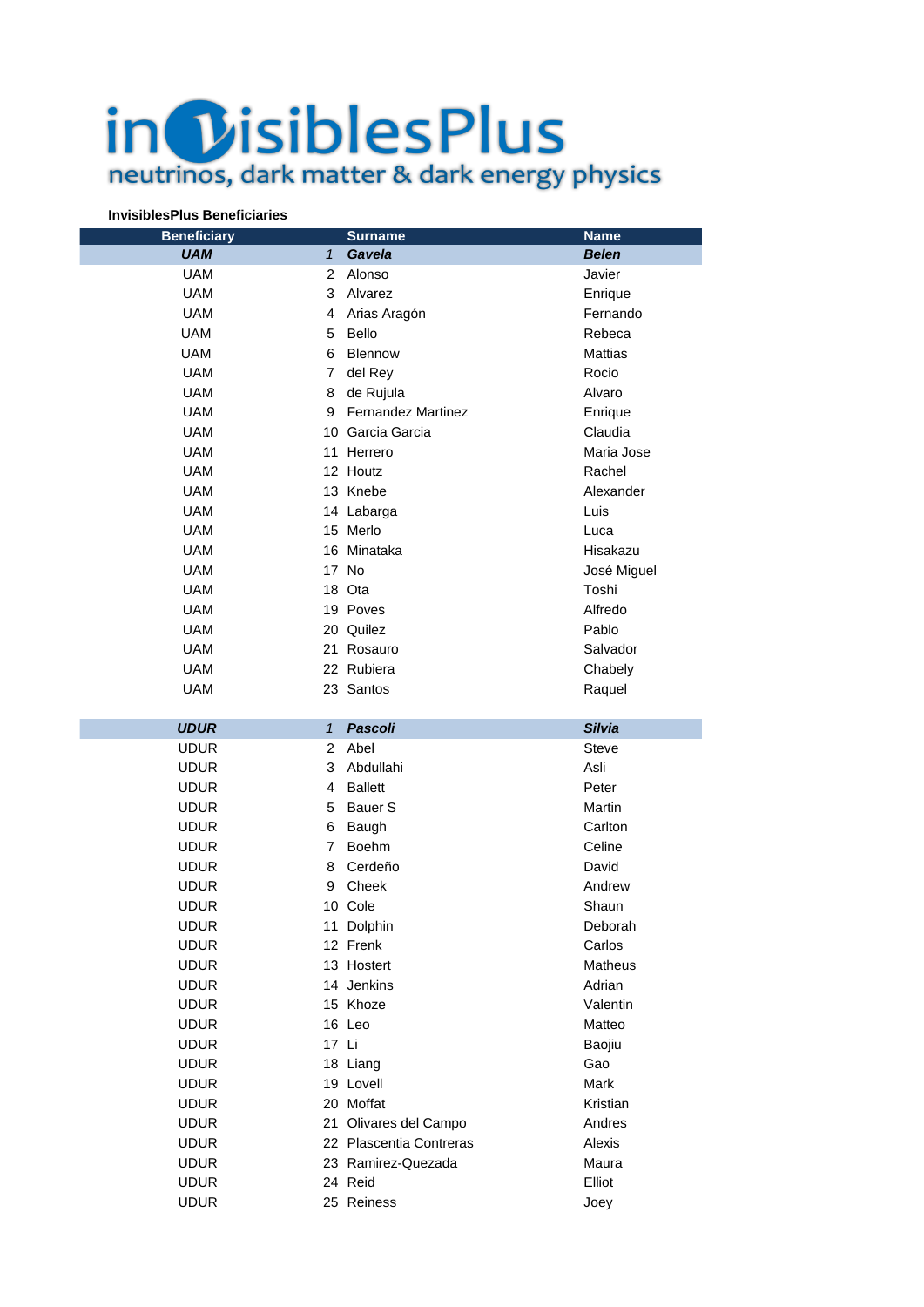# invisiblesPlus

neutrinos, dark matter & dark energy physics

**InvisiblesPlus Beneficiaries**

| Beneficiary | | Surname | Name |
|---|---|---|---|
| ***UAM*** | *1* | ***Gavela*** | ***Belen*** |
| UAM | 2 | Alonso | Javier |
| UAM | 3 | Alvarez | Enrique |
| UAM | 4 | Arias Aragón | Fernando |
| UAM | 5 | Bello | Rebeca |
| UAM | 6 | Blennow | Mattias |
| UAM | 7 | del Rey | Rocio |
| UAM | 8 | de Rujula | Alvaro |
| UAM | 9 | Fernandez Martinez | Enrique |
| UAM | 10 | Garcia Garcia | Claudia |
| UAM | 11 | Herrero | Maria Jose |
| UAM | 12 | Houtz | Rachel |
| UAM | 13 | Knebe | Alexander |
| UAM | 14 | Labarga | Luis |
| UAM | 15 | Merlo | Luca |
| UAM | 16 | Minataka | Hisakazu |
| UAM | 17 | No | José Miguel |
| UAM | 18 | Ota | Toshi |
| UAM | 19 | Poves | Alfredo |
| UAM | 20 | Quilez | Pablo |
| UAM | 21 | Rosauro | Salvador |
| UAM | 22 | Rubiera | Chabely |
| UAM | 23 | Santos | Raquel |
| | | | |
| ***UDUR*** | *1* | ***Pascoli*** | ***Silvia*** |
| UDUR | 2 | Abel | Steve |
| UDUR | 3 | Abdullahi | Asli |
| UDUR | 4 | Ballett | Peter |
| UDUR | 5 | Bauer S | Martin |
| UDUR | 6 | Baugh | Carlton |
| UDUR | 7 | Boehm | Celine |
| UDUR | 8 | Cerdeño | David |
| UDUR | 9 | Cheek | Andrew |
| UDUR | 10 | Cole | Shaun |
| UDUR | 11 | Dolphin | Deborah |
| UDUR | 12 | Frenk | Carlos |
| UDUR | 13 | Hostert | Matheus |
| UDUR | 14 | Jenkins | Adrian |
| UDUR | 15 | Khoze | Valentin |
| UDUR | 16 | Leo | Matteo |
| UDUR | 17 | Li | Baojiu |
| UDUR | 18 | Liang | Gao |
| UDUR | 19 | Lovell | Mark |
| UDUR | 20 | Moffat | Kristian |
| UDUR | 21 | Olivares del Campo | Andres |
| UDUR | 22 | Plascentia Contreras | Alexis |
| UDUR | 23 | Ramirez-Quezada | Maura |
| UDUR | 24 | Reid | Elliot |
| UDUR | 25 | Reiness | Joey |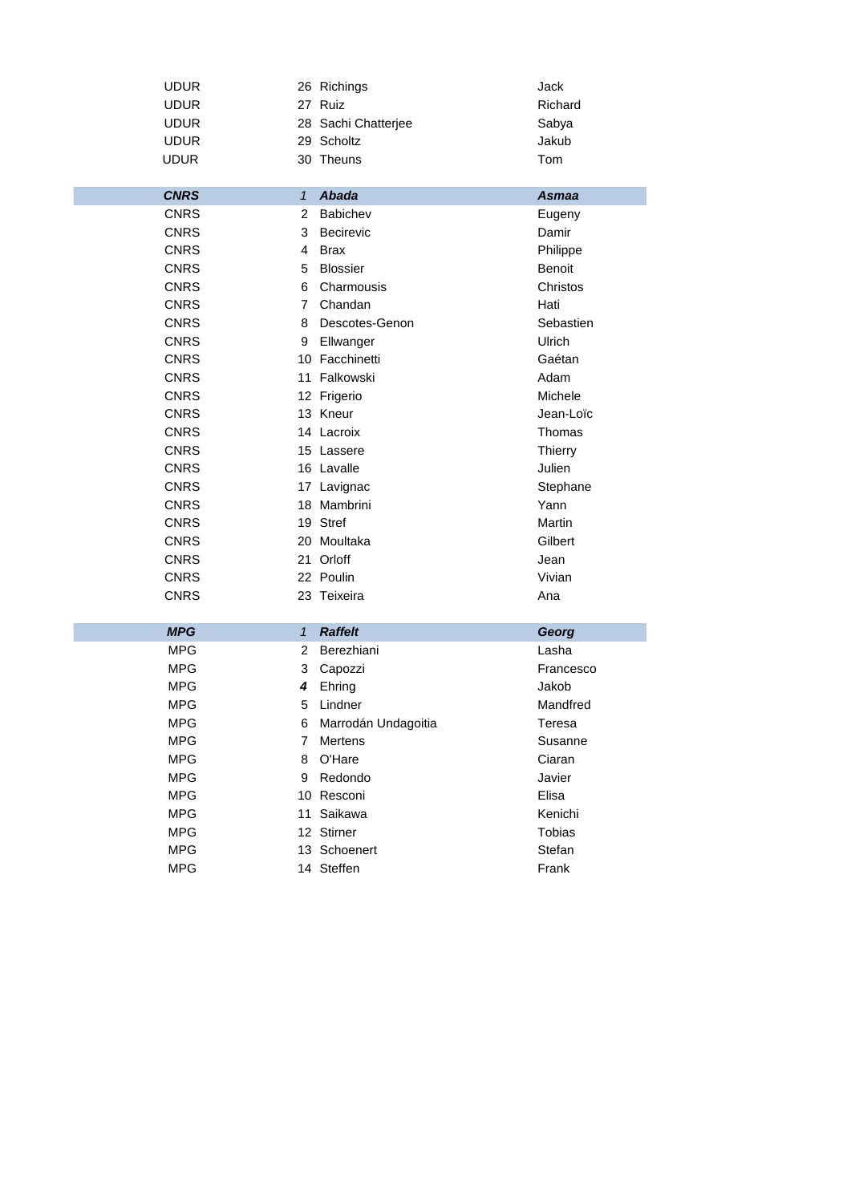| | | | |
|---|---|---|---|
| UDUR | 26 | Richings | Jack |
| UDUR | 27 | Ruiz | Richard |
| UDUR | 28 | Sachi Chatterjee | Sabya |
| UDUR | 29 | Scholtz | Jakub |
| UDUR | 30 | Theuns | Tom |
| | | | |
| ***CNRS*** | *1* | ***Abada*** | ***Asmaa*** |
| CNRS | 2 | Babichev | Eugeny |
| CNRS | 3 | Becirevic | Damir |
| CNRS | 4 | Brax | Philippe |
| CNRS | 5 | Blossier | Benoit |
| CNRS | 6 | Charmousis | Christos |
| CNRS | 7 | Chandan | Hati |
| CNRS | 8 | Descotes-Genon | Sebastien |
| CNRS | 9 | Ellwanger | Ulrich |
| CNRS | 10 | Facchinetti | Gaétan |
| CNRS | 11 | Falkowski | Adam |
| CNRS | 12 | Frigerio | Michele |
| CNRS | 13 | Kneur | Jean-Loïc |
| CNRS | 14 | Lacroix | Thomas |
| CNRS | 15 | Lassere | Thierry |
| CNRS | 16 | Lavalle | Julien |
| CNRS | 17 | Lavignac | Stephane |
| CNRS | 18 | Mambrini | Yann |
| CNRS | 19 | Stref | Martin |
| CNRS | 20 | Moultaka | Gilbert |
| CNRS | 21 | Orloff | Jean |
| CNRS | 22 | Poulin | Vivian |
| CNRS | 23 | Teixeira | Ana |
| | | | |
| ***MPG*** | *1* | ***Raffelt*** | ***Georg*** |
| MPG | 2 | Berezhiani | Lasha |
| MPG | 3 | Capozzi | Francesco |
| MPG | ***4*** | Ehring | Jakob |
| MPG | 5 | Lindner | Mandfred |
| MPG | 6 | Marrodán Undagoitia | Teresa |
| MPG | 7 | Mertens | Susanne |
| MPG | 8 | O'Hare | Ciaran |
| MPG | 9 | Redondo | Javier |
| MPG | 10 | Resconi | Elisa |
| MPG | 11 | Saikawa | Kenichi |
| MPG | 12 | Stirner | Tobias |
| MPG | 13 | Schoenert | Stefan |
| MPG | 14 | Steffen | Frank |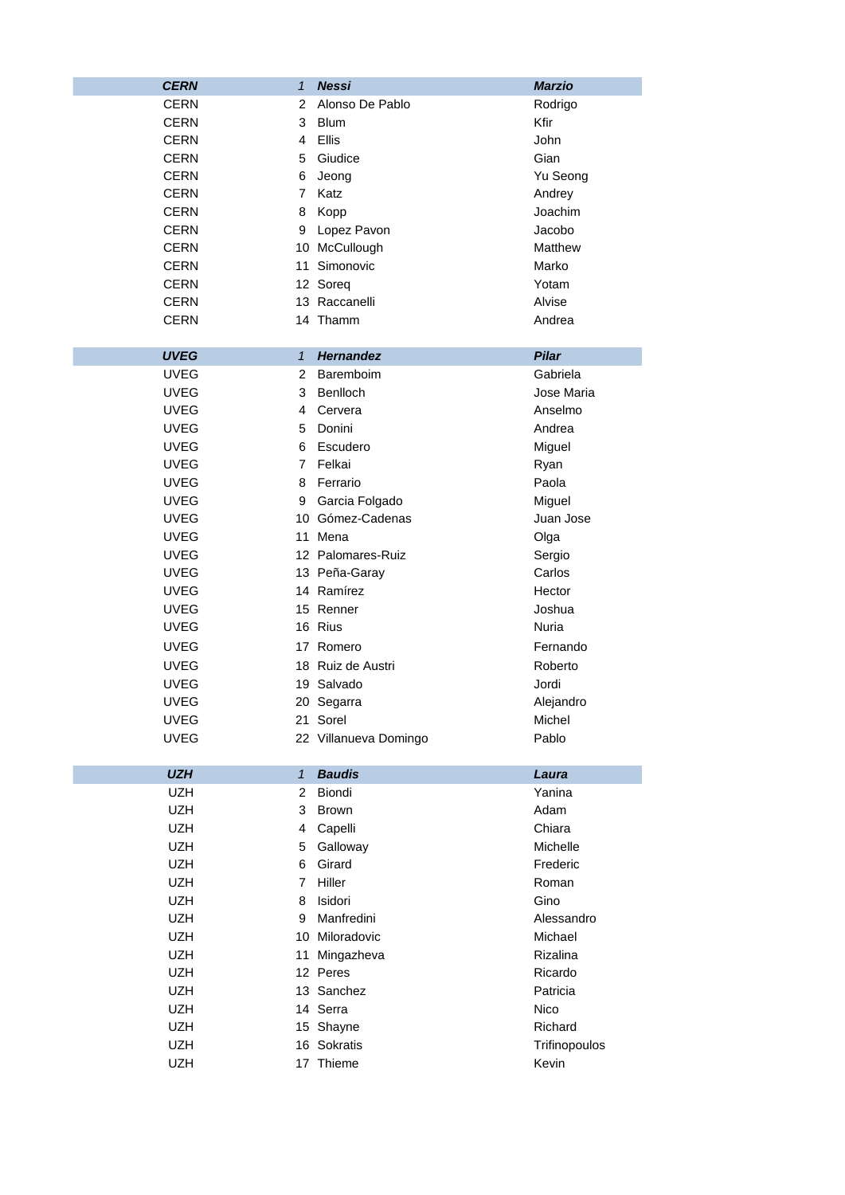| ***CERN*** | *1* | ***Nessi*** | ***Marzio*** |
|---|---|---|---|
| CERN | 2 | Alonso De Pablo | Rodrigo |
| CERN | 3 | Blum | Kfir |
| CERN | 4 | Ellis | John |
| CERN | 5 | Giudice | Gian |
| CERN | 6 | Jeong | Yu Seong |
| CERN | 7 | Katz | Andrey |
| CERN | 8 | Kopp | Joachim |
| CERN | 9 | Lopez Pavon | Jacobo |
| CERN | 10 | McCullough | Matthew |
| CERN | 11 | Simonovic | Marko |
| CERN | 12 | Soreq | Yotam |
| CERN | 13 | Raccanelli | Alvise |
| CERN | 14 | Thamm | Andrea |

| ***UVEG*** | *1* | ***Hernandez*** | ***Pilar*** |
|---|---|---|---|
| UVEG | 2 | Baremboim | Gabriela |
| UVEG | 3 | Benlloch | Jose Maria |
| UVEG | 4 | Cervera | Anselmo |
| UVEG | 5 | Donini | Andrea |
| UVEG | 6 | Escudero | Miguel |
| UVEG | 7 | Felkai | Ryan |
| UVEG | 8 | Ferrario | Paola |
| UVEG | 9 | Garcia Folgado | Miguel |
| UVEG | 10 | Gómez-Cadenas | Juan Jose |
| UVEG | 11 | Mena | Olga |
| UVEG | 12 | Palomares-Ruiz | Sergio |
| UVEG | 13 | Peña-Garay | Carlos |
| UVEG | 14 | Ramírez | Hector |
| UVEG | 15 | Renner | Joshua |
| UVEG | 16 | Rius | Nuria |
| UVEG | 17 | Romero | Fernando |
| UVEG | 18 | Ruiz de Austri | Roberto |
| UVEG | 19 | Salvado | Jordi |
| UVEG | 20 | Segarra | Alejandro |
| UVEG | 21 | Sorel | Michel |
| UVEG | 22 | Villanueva Domingo | Pablo |

| ***UZH*** | *1* | ***Baudis*** | ***Laura*** |
|---|---|---|---|
| UZH | 2 | Biondi | Yanina |
| UZH | 3 | Brown | Adam |
| UZH | 4 | Capelli | Chiara |
| UZH | 5 | Galloway | Michelle |
| UZH | 6 | Girard | Frederic |
| UZH | 7 | Hiller | Roman |
| UZH | 8 | Isidori | Gino |
| UZH | 9 | Manfredini | Alessandro |
| UZH | 10 | Miloradovic | Michael |
| UZH | 11 | Mingazheva | Rizalina |
| UZH | 12 | Peres | Ricardo |
| UZH | 13 | Sanchez | Patricia |
| UZH | 14 | Serra | Nico |
| UZH | 15 | Shayne | Richard |
| UZH | 16 | Sokratis | Trifinopoulos |
| UZH | 17 | Thieme | Kevin |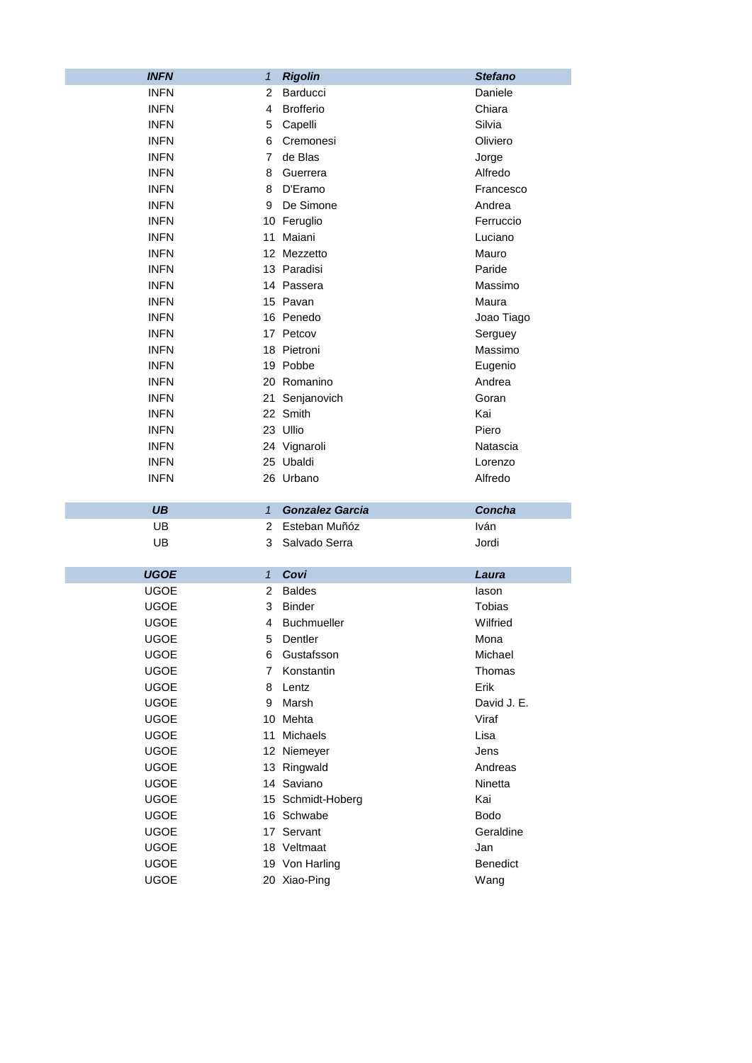| ***INFN*** | ***1*** | ***Rigolin*** | ***Stefano*** |
|---|---|---|---|
| INFN | 2 | Barducci | Daniele |
| INFN | 4 | Brofferio | Chiara |
| INFN | 5 | Capelli | Silvia |
| INFN | 6 | Cremonesi | Oliviero |
| INFN | 7 | de Blas | Jorge |
| INFN | 8 | Guerrera | Alfredo |
| INFN | 8 | D'Eramo | Francesco |
| INFN | 9 | De Simone | Andrea |
| INFN | 10 | Feruglio | Ferruccio |
| INFN | 11 | Maiani | Luciano |
| INFN | 12 | Mezzetto | Mauro |
| INFN | 13 | Paradisi | Paride |
| INFN | 14 | Passera | Massimo |
| INFN | 15 | Pavan | Maura |
| INFN | 16 | Penedo | Joao Tiago |
| INFN | 17 | Petcov | Serguey |
| INFN | 18 | Pietroni | Massimo |
| INFN | 19 | Pobbe | Eugenio |
| INFN | 20 | Romanino | Andrea |
| INFN | 21 | Senjanovich | Goran |
| INFN | 22 | Smith | Kai |
| INFN | 23 | Ullio | Piero |
| INFN | 24 | Vignaroli | Natascia |
| INFN | 25 | Ubaldi | Lorenzo |
| INFN | 26 | Urbano | Alfredo |

| ***UB*** | ***1*** | ***Gonzalez Garcia*** | ***Concha*** |
|---|---|---|---|
| UB | 2 | Esteban Muñóz | Iván |
| UB | 3 | Salvado Serra | Jordi |

| ***UGOE*** | ***1*** | ***Covi*** | ***Laura*** |
|---|---|---|---|
| UGOE | 2 | Baldes | Iason |
| UGOE | 3 | Binder | Tobias |
| UGOE | 4 | Buchmueller | Wilfried |
| UGOE | 5 | Dentler | Mona |
| UGOE | 6 | Gustafsson | Michael |
| UGOE | 7 | Konstantin | Thomas |
| UGOE | 8 | Lentz | Erik |
| UGOE | 9 | Marsh | David J. E. |
| UGOE | 10 | Mehta | Viraf |
| UGOE | 11 | Michaels | Lisa |
| UGOE | 12 | Niemeyer | Jens |
| UGOE | 13 | Ringwald | Andreas |
| UGOE | 14 | Saviano | Ninetta |
| UGOE | 15 | Schmidt-Hoberg | Kai |
| UGOE | 16 | Schwabe | Bodo |
| UGOE | 17 | Servant | Geraldine |
| UGOE | 18 | Veltmaat | Jan |
| UGOE | 19 | Von Harling | Benedict |
| UGOE | 20 | Xiao-Ping | Wang |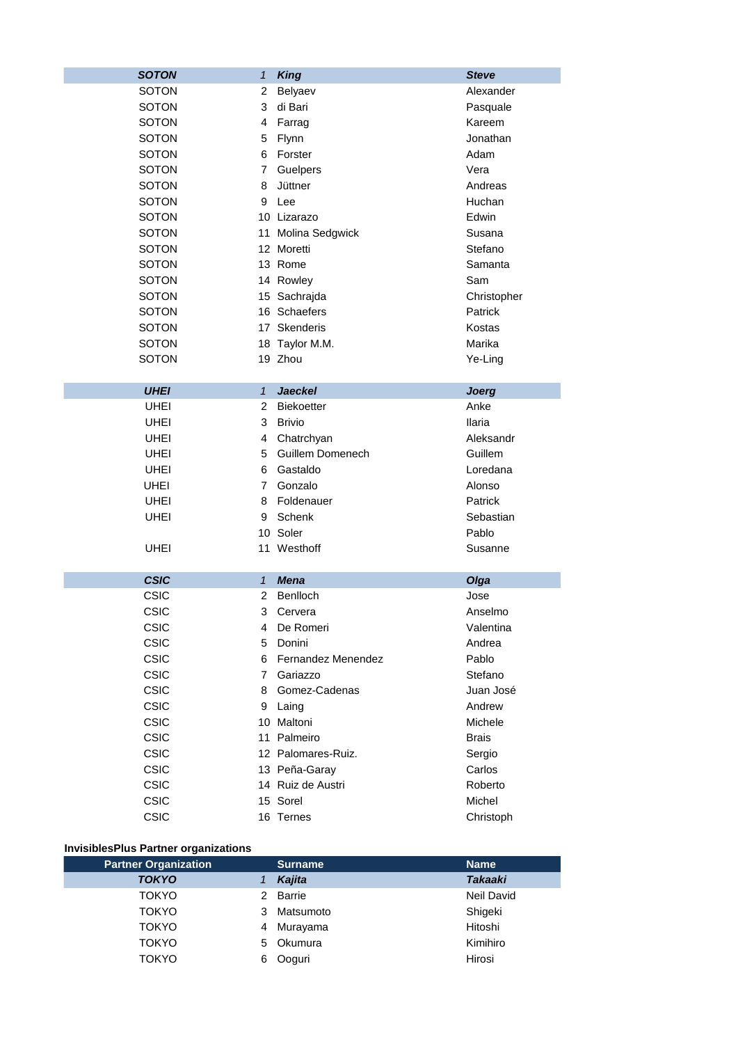| | | | |
|---|---|---|---|
| ***SOTON*** | *1* | ***King*** | ***Steve*** |
| SOTON | 2 | Belyaev | Alexander |
| SOTON | 3 | di Bari | Pasquale |
| SOTON | 4 | Farrag | Kareem |
| SOTON | 5 | Flynn | Jonathan |
| SOTON | 6 | Forster | Adam |
| SOTON | 7 | Guelpers | Vera |
| SOTON | 8 | Jüttner | Andreas |
| SOTON | 9 | Lee | Huchan |
| SOTON | 10 | Lizarazo | Edwin |
| SOTON | 11 | Molina Sedgwick | Susana |
| SOTON | 12 | Moretti | Stefano |
| SOTON | 13 | Rome | Samanta |
| SOTON | 14 | Rowley | Sam |
| SOTON | 15 | Sachrajda | Christopher |
| SOTON | 16 | Schaefers | Patrick |
| SOTON | 17 | Skenderis | Kostas |
| SOTON | 18 | Taylor M.M. | Marika |
| SOTON | 19 | Zhou | Ye-Ling |
| | | | |
| ***UHEI*** | *1* | ***Jaeckel*** | ***Joerg*** |
| UHEI | 2 | Biekoetter | Anke |
| UHEI | 3 | Brivio | Ilaria |
| UHEI | 4 | Chatrchyan | Aleksandr |
| UHEI | 5 | Guillem Domenech | Guillem |
| UHEI | 6 | Gastaldo | Loredana |
| UHEI | 7 | Gonzalo | Alonso |
| UHEI | 8 | Foldenauer | Patrick |
| UHEI | 9 | Schenk | Sebastian |
| | 10 | Soler | Pablo |
| UHEI | 11 | Westhoff | Susanne |
| | | | |
| ***CSIC*** | *1* | ***Mena*** | ***Olga*** |
| CSIC | 2 | Benlloch | Jose |
| CSIC | 3 | Cervera | Anselmo |
| CSIC | 4 | De Romeri | Valentina |
| CSIC | 5 | Donini | Andrea |
| CSIC | 6 | Fernandez Menendez | Pablo |
| CSIC | 7 | Gariazzo | Stefano |
| CSIC | 8 | Gomez-Cadenas | Juan José |
| CSIC | 9 | Laing | Andrew |
| CSIC | 10 | Maltoni | Michele |
| CSIC | 11 | Palmeiro | Brais |
| CSIC | 12 | Palomares-Ruiz. | Sergio |
| CSIC | 13 | Peña-Garay | Carlos |
| CSIC | 14 | Ruiz de Austri | Roberto |
| CSIC | 15 | Sorel | Michel |
| CSIC | 16 | Ternes | Christoph |

**InvisiblesPlus Partner organizations**

| Partner Organization | | Surname | Name |
|---|---|---|---|
| ***TOKYO*** | *1* | ***Kajita*** | ***Takaaki*** |
| TOKYO | 2 | Barrie | Neil David |
| TOKYO | 3 | Matsumoto | Shigeki |
| TOKYO | 4 | Murayama | Hitoshi |
| TOKYO | 5 | Okumura | Kimihiro |
| TOKYO | 6 | Ooguri | Hirosi |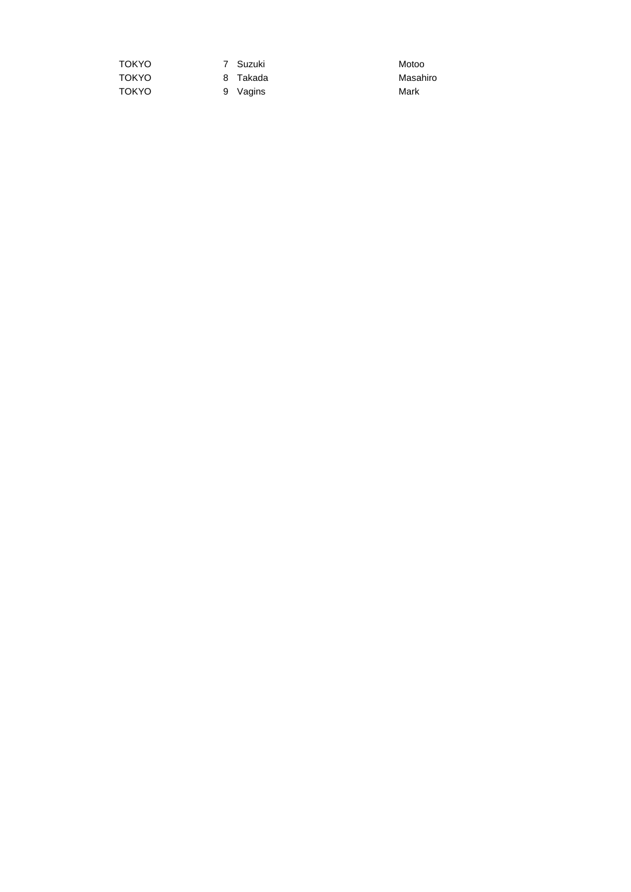| | | | |
|---|---|---|---|
| TOKYO | 7 | Suzuki | Motoo |
| TOKYO | 8 | Takada | Masahiro |
| TOKYO | 9 | Vagins | Mark |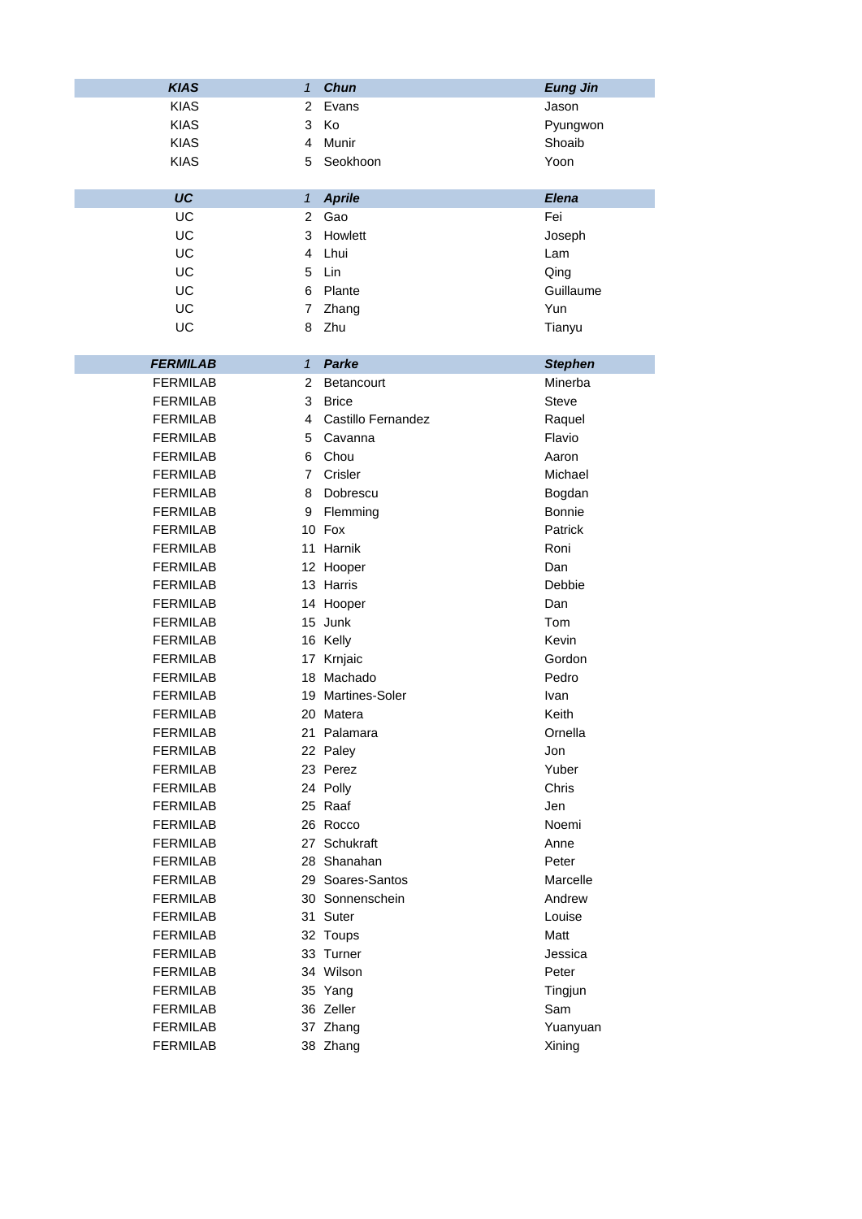| ***KIAS*** | *1* | ***Chun*** | ***Eung Jin*** |
|---|---|---|---|
| KIAS | 2 | Evans | Jason |
| KIAS | 3 | Ko | Pyungwon |
| KIAS | 4 | Munir | Shoaib |
| KIAS | 5 | Seokhoon | Yoon |

| ***UC*** | *1* | ***Aprile*** | ***Elena*** |
|---|---|---|---|
| UC | 2 | Gao | Fei |
| UC | 3 | Howlett | Joseph |
| UC | 4 | Lhui | Lam |
| UC | 5 | Lin | Qing |
| UC | 6 | Plante | Guillaume |
| UC | 7 | Zhang | Yun |
| UC | 8 | Zhu | Tianyu |

| ***FERMILAB*** | *1* | ***Parke*** | ***Stephen*** |
|---|---|---|---|
| FERMILAB | 2 | Betancourt | Minerba |
| FERMILAB | 3 | Brice | Steve |
| FERMILAB | 4 | Castillo Fernandez | Raquel |
| FERMILAB | 5 | Cavanna | Flavio |
| FERMILAB | 6 | Chou | Aaron |
| FERMILAB | 7 | Crisler | Michael |
| FERMILAB | 8 | Dobrescu | Bogdan |
| FERMILAB | 9 | Flemming | Bonnie |
| FERMILAB | 10 | Fox | Patrick |
| FERMILAB | 11 | Harnik | Roni |
| FERMILAB | 12 | Hooper | Dan |
| FERMILAB | 13 | Harris | Debbie |
| FERMILAB | 14 | Hooper | Dan |
| FERMILAB | 15 | Junk | Tom |
| FERMILAB | 16 | Kelly | Kevin |
| FERMILAB | 17 | Krnjaic | Gordon |
| FERMILAB | 18 | Machado | Pedro |
| FERMILAB | 19 | Martines-Soler | Ivan |
| FERMILAB | 20 | Matera | Keith |
| FERMILAB | 21 | Palamara | Ornella |
| FERMILAB | 22 | Paley | Jon |
| FERMILAB | 23 | Perez | Yuber |
| FERMILAB | 24 | Polly | Chris |
| FERMILAB | 25 | Raaf | Jen |
| FERMILAB | 26 | Rocco | Noemi |
| FERMILAB | 27 | Schukraft | Anne |
| FERMILAB | 28 | Shanahan | Peter |
| FERMILAB | 29 | Soares-Santos | Marcelle |
| FERMILAB | 30 | Sonnenschein | Andrew |
| FERMILAB | 31 | Suter | Louise |
| FERMILAB | 32 | Toups | Matt |
| FERMILAB | 33 | Turner | Jessica |
| FERMILAB | 34 | Wilson | Peter |
| FERMILAB | 35 | Yang | Tingjun |
| FERMILAB | 36 | Zeller | Sam |
| FERMILAB | 37 | Zhang | Yuanyuan |
| FERMILAB | 38 | Zhang | Xining |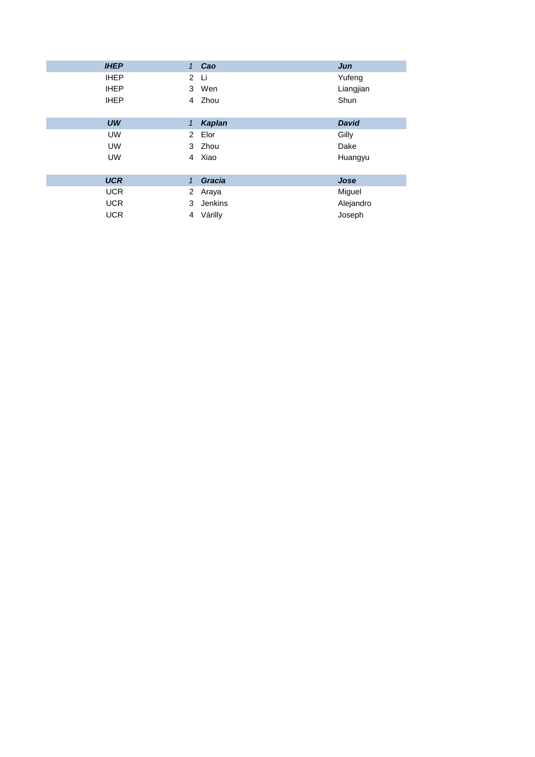| ***IHEP*** | *1* | ***Cao*** | ***Jun*** |
|---|---|---|---|
| IHEP | 2 | Li | Yufeng |
| IHEP | 3 | Wen | Liangjian |
| IHEP | 4 | Zhou | Shun |

| ***UW*** | *1* | ***Kaplan*** | ***David*** |
|---|---|---|---|
| UW | 2 | Elor | Gilly |
| UW | 3 | Zhou | Dake |
| UW | 4 | Xiao | Huangyu |

| ***UCR*** | *1* | ***Gracia*** | ***Jose*** |
|---|---|---|---|
| UCR | 2 | Araya | Miguel |
| UCR | 3 | Jenkins | Alejandro |
| UCR | 4 | Várilly | Joseph |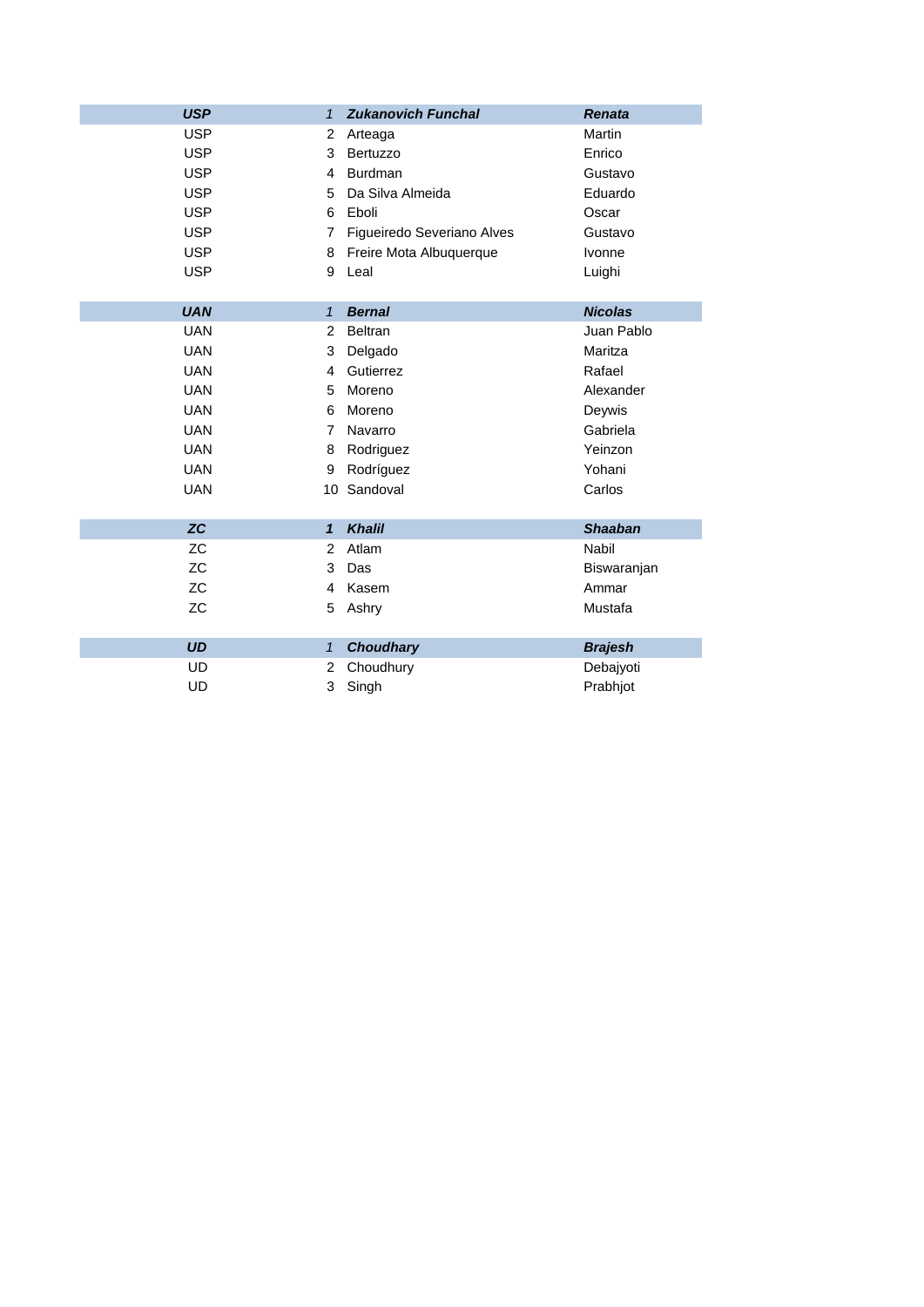| ***USP*** | *1* | ***Zukanovich Funchal*** | ***Renata*** |
|---|---|---|---|
| USP | 2 | Arteaga | Martin |
| USP | 3 | Bertuzzo | Enrico |
| USP | 4 | Burdman | Gustavo |
| USP | 5 | Da Silva Almeida | Eduardo |
| USP | 6 | Eboli | Oscar |
| USP | 7 | Figueiredo Severiano Alves | Gustavo |
| USP | 8 | Freire Mota Albuquerque | Ivonne |
| USP | 9 | Leal | Luighi |

| ***UAN*** | *1* | ***Bernal*** | ***Nicolas*** |
|---|---|---|---|
| UAN | 2 | Beltran | Juan Pablo |
| UAN | 3 | Delgado | Maritza |
| UAN | 4 | Gutierrez | Rafael |
| UAN | 5 | Moreno | Alexander |
| UAN | 6 | Moreno | Deywis |
| UAN | 7 | Navarro | Gabriela |
| UAN | 8 | Rodriguez | Yeinzon |
| UAN | 9 | Rodríguez | Yohani |
| UAN | 10 | Sandoval | Carlos |

| ***ZC*** | ***1*** | ***Khalil*** | ***Shaaban*** |
|---|---|---|---|
| ZC | 2 | Atlam | Nabil |
| ZC | 3 | Das | Biswaranjan |
| ZC | 4 | Kasem | Ammar |
| ZC | 5 | Ashry | Mustafa |

| ***UD*** | *1* | ***Choudhary*** | ***Brajesh*** |
|---|---|---|---|
| UD | 2 | Choudhury | Debajyoti |
| UD | 3 | Singh | Prabhjot |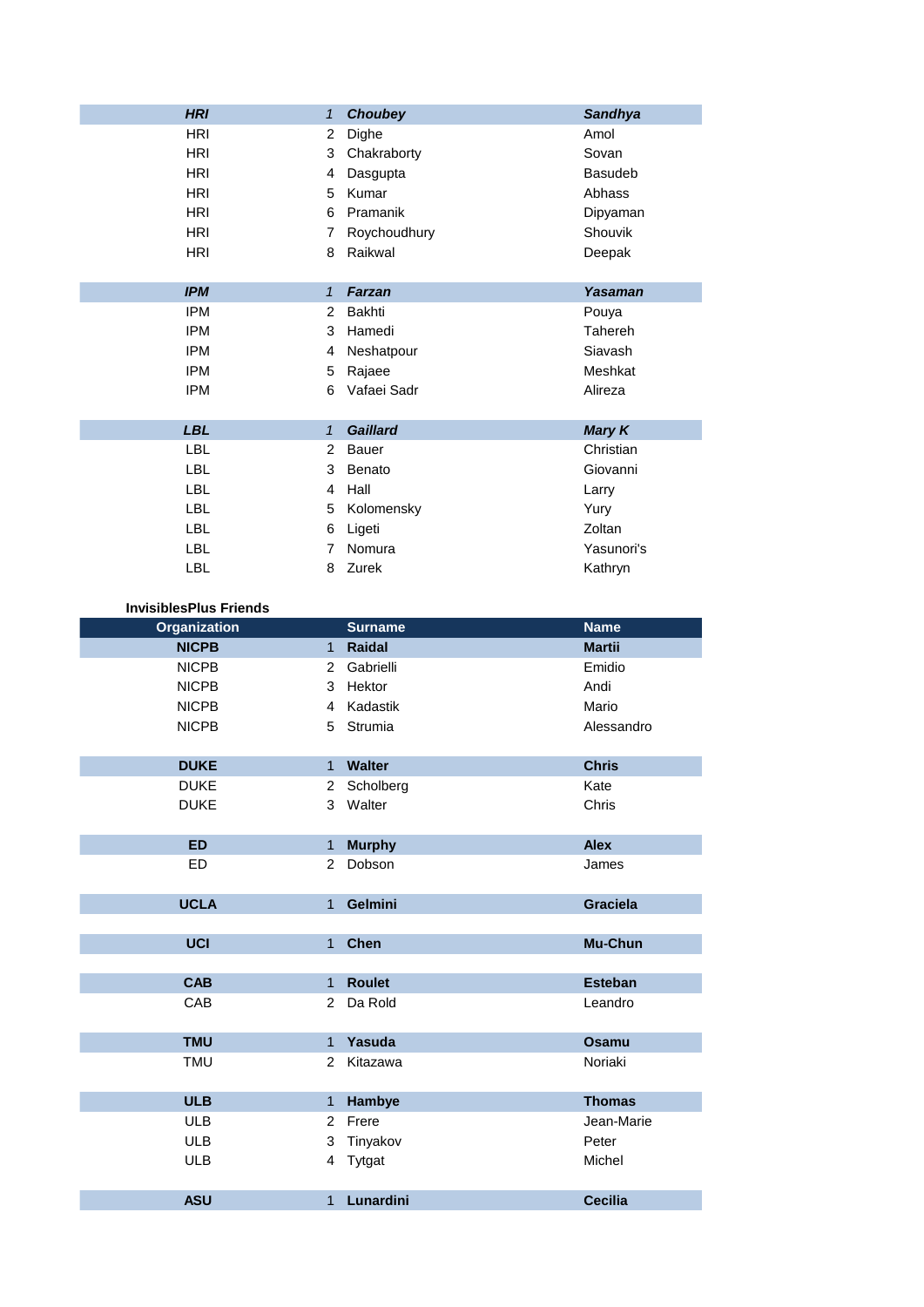| | | | |
|---|---|---|---|
| ***HRI*** | *1* | ***Choubey*** | ***Sandhya*** |
| HRI | 2 | Dighe | Amol |
| HRI | 3 | Chakraborty | Sovan |
| HRI | 4 | Dasgupta | Basudeb |
| HRI | 5 | Kumar | Abhass |
| HRI | 6 | Pramanik | Dipyaman |
| HRI | 7 | Roychoudhury | Shouvik |
| HRI | 8 | Raikwal | Deepak |
| | | | |
| ***IPM*** | *1* | ***Farzan*** | ***Yasaman*** |
| IPM | 2 | Bakhti | Pouya |
| IPM | 3 | Hamedi | Tahereh |
| IPM | 4 | Neshatpour | Siavash |
| IPM | 5 | Rajaee | Meshkat |
| IPM | 6 | Vafaei Sadr | Alireza |
| | | | |
| ***LBL*** | *1* | ***Gaillard*** | ***Mary K*** |
| LBL | 2 | Bauer | Christian |
| LBL | 3 | Benato | Giovanni |
| LBL | 4 | Hall | Larry |
| LBL | 5 | Kolomensky | Yury |
| LBL | 6 | Ligeti | Zoltan |
| LBL | 7 | Nomura | Yasunori's |
| LBL | 8 | Zurek | Kathryn |

**InvisiblesPlus Friends**

| Organization | | Surname | Name |
|---|---|---|---|
| **NICPB** | 1 | **Raidal** | **Martii** |
| NICPB | 2 | Gabrielli | Emidio |
| NICPB | 3 | Hektor | Andi |
| NICPB | 4 | Kadastik | Mario |
| NICPB | 5 | Strumia | Alessandro |
| | | | |
| **DUKE** | 1 | **Walter** | **Chris** |
| DUKE | 2 | Scholberg | Kate |
| DUKE | 3 | Walter | Chris |
| | | | |
| **ED** | 1 | **Murphy** | **Alex** |
| ED | 2 | Dobson | James |
| | | | |
| **UCLA** | 1 | **Gelmini** | **Graciela** |
| | | | |
| **UCI** | 1 | **Chen** | **Mu-Chun** |
| | | | |
| **CAB** | 1 | **Roulet** | **Esteban** |
| CAB | 2 | Da Rold | Leandro |
| | | | |
| **TMU** | 1 | **Yasuda** | **Osamu** |
| TMU | 2 | Kitazawa | Noriaki |
| | | | |
| **ULB** | 1 | **Hambye** | **Thomas** |
| ULB | 2 | Frere | Jean-Marie |
| ULB | 3 | Tinyakov | Peter |
| ULB | 4 | Tytgat | Michel |
| | | | |
| **ASU** | 1 | **Lunardini** | **Cecilia** |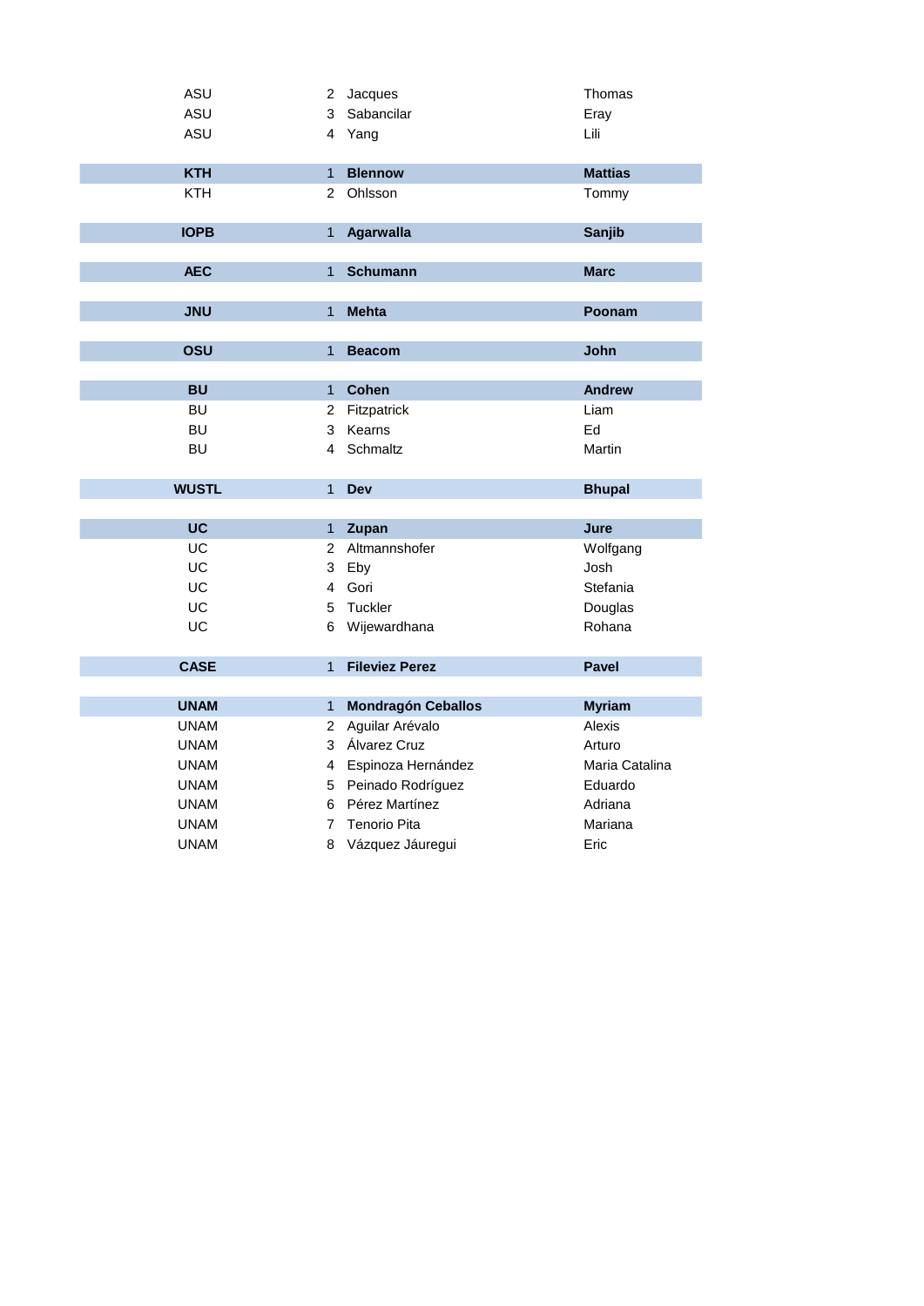| | | | |
|---|---|---|---|
| ASU | 2 | Jacques | Thomas |
| ASU | 3 | Sabancilar | Eray |
| ASU | 4 | Yang | Lili |
| | | | |
| **KTH** | 1 | **Blennow** | **Mattias** |
| KTH | 2 | Ohlsson | Tommy |
| | | | |
| **IOPB** | 1 | **Agarwalla** | **Sanjib** |
| | | | |
| **AEC** | 1 | **Schumann** | **Marc** |
| | | | |
| **JNU** | 1 | **Mehta** | **Poonam** |
| | | | |
| **OSU** | 1 | **Beacom** | **John** |
| | | | |
| **BU** | 1 | **Cohen** | **Andrew** |
| BU | 2 | Fitzpatrick | Liam |
| BU | 3 | Kearns | Ed |
| BU | 4 | Schmaltz | Martin |
| | | | |
| **WUSTL** | 1 | **Dev** | **Bhupal** |
| | | | |
| **UC** | 1 | **Zupan** | **Jure** |
| UC | 2 | Altmannshofer | Wolfgang |
| UC | 3 | Eby | Josh |
| UC | 4 | Gori | Stefania |
| UC | 5 | Tuckler | Douglas |
| UC | 6 | Wijewardhana | Rohana |
| | | | |
| **CASE** | 1 | **Fileviez Perez** | **Pavel** |
| | | | |
| **UNAM** | 1 | **Mondragón Ceballos** | **Myriam** |
| UNAM | 2 | Aguilar Arévalo | Alexis |
| UNAM | 3 | Álvarez Cruz | Arturo |
| UNAM | 4 | Espinoza Hernández | Maria Catalina |
| UNAM | 5 | Peinado Rodríguez | Eduardo |
| UNAM | 6 | Pérez Martínez | Adriana |
| UNAM | 7 | Tenorio Pita | Mariana |
| UNAM | 8 | Vázquez Jáuregui | Eric |